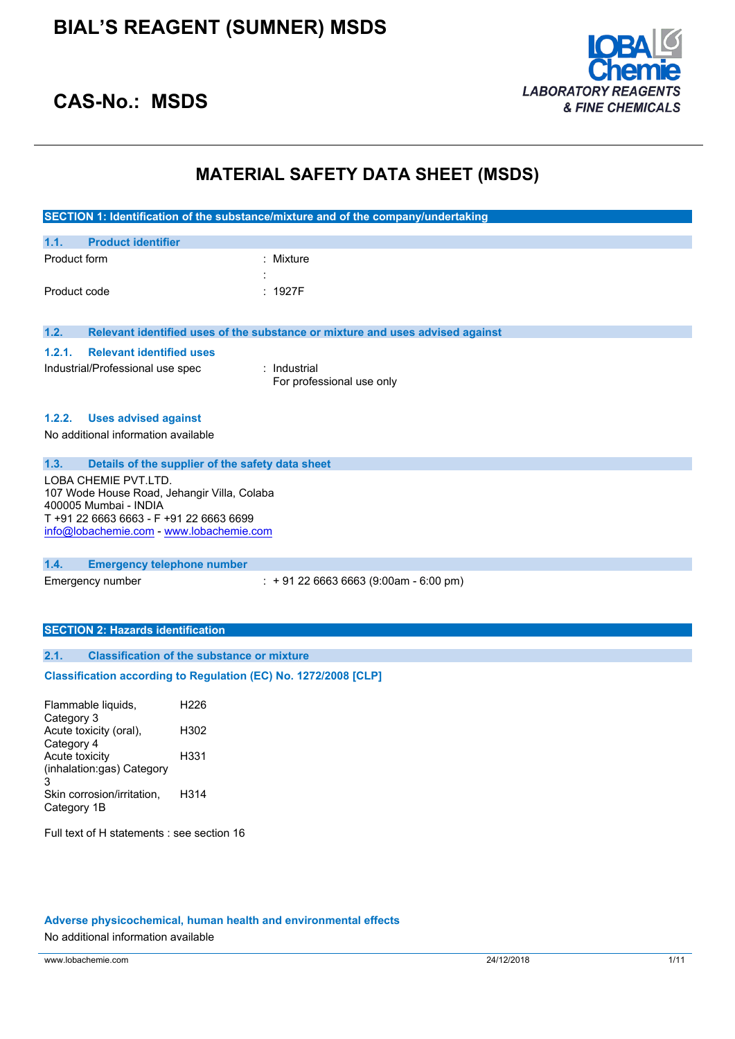# BIAL'S REAGENT (SUMNER) MSDS

## CAS-No.: MSDS

LOBA Chemie
*LABORATORY REAGENTS & FINE CHEMICALS*

# MATERIAL SAFETY DATA SHEET (MSDS)

## SECTION 1: Identification of the substance/mixture and of the company/undertaking

### 1.1. Product identifier

| | |
|---|---|
| Product form | : Mixture |
| | : |
| Product code | : 1927F |

### 1.2. Relevant identified uses of the substance or mixture and uses advised against

#### 1.2.1. Relevant identified uses

Industrial/Professional use spec : Industrial
For professional use only

#### 1.2.2. Uses advised against

No additional information available

### 1.3. Details of the supplier of the safety data sheet

LOBA CHEMIE PVT.LTD.
107 Wode House Road, Jehangir Villa, Colaba
400005 Mumbai - INDIA
T +91 22 6663 6663 - F +91 22 6663 6699
info@lobachemie.com - www.lobachemie.com

### 1.4. Emergency telephone number

Emergency number : + 91 22 6663 6663 (9:00am - 6:00 pm)

## SECTION 2: Hazards identification

### 2.1. Classification of the substance or mixture

**Classification according to Regulation (EC) No. 1272/2008 [CLP]**

| | |
|---|---|
| Flammable liquids, Category 3 | H226 |
| Acute toxicity (oral), Category 4 | H302 |
| Acute toxicity (inhalation:gas) Category 3 | H331 |
| Skin corrosion/irritation, Category 1B | H314 |

Full text of H statements : see section 16

**Adverse physicochemical, human health and environmental effects**

No additional information available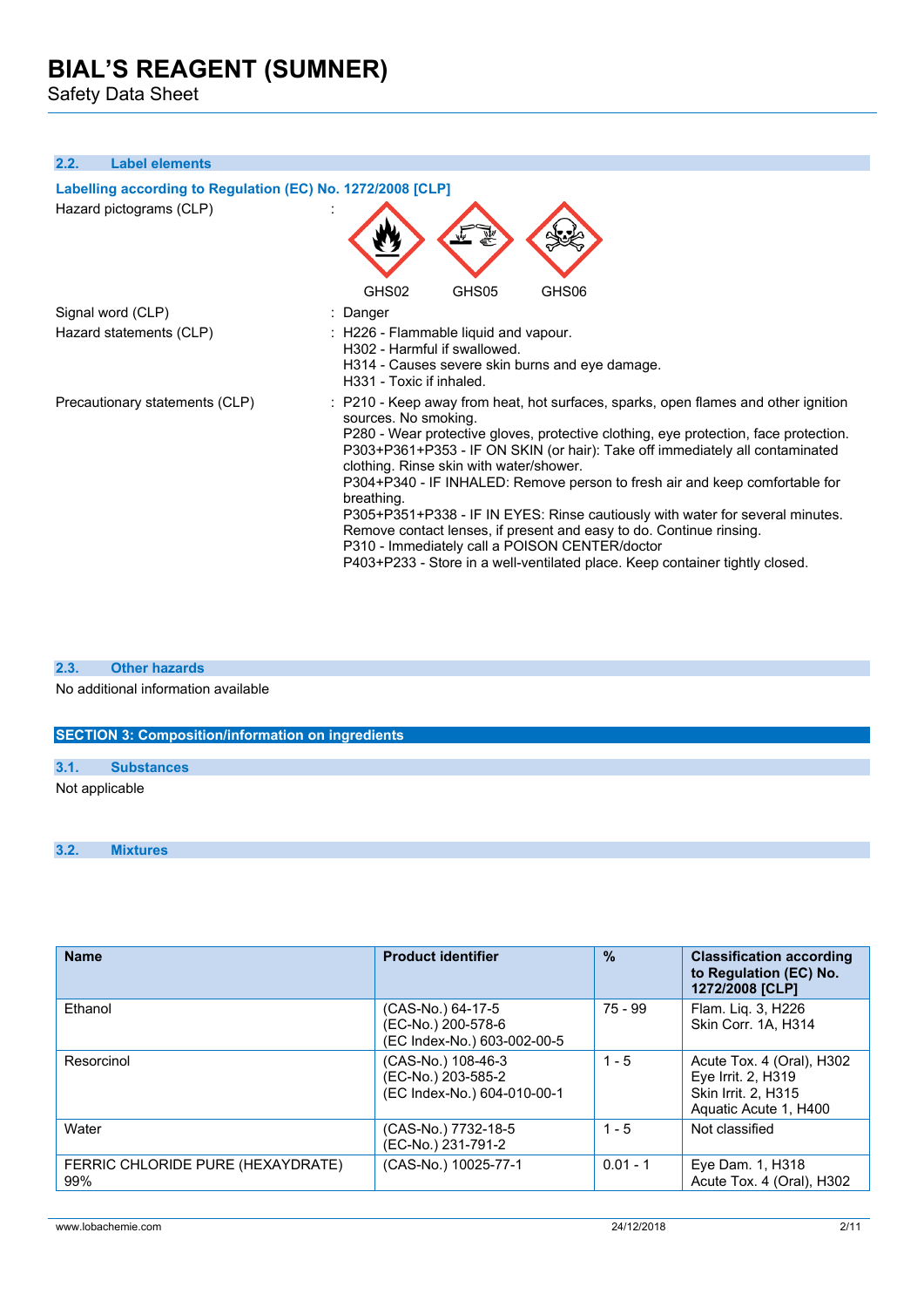### 2.2. Label elements

**Labelling according to Regulation (EC) No. 1272/2008 [CLP]**

Hazard pictograms (CLP) :

GHS02 GHS05 GHS06

Signal word (CLP) : Danger

Hazard statements (CLP) : H226 - Flammable liquid and vapour.
H302 - Harmful if swallowed.
H314 - Causes severe skin burns and eye damage.
H331 - Toxic if inhaled.

Precautionary statements (CLP) : P210 - Keep away from heat, hot surfaces, sparks, open flames and other ignition sources. No smoking.
P280 - Wear protective gloves, protective clothing, eye protection, face protection.
P303+P361+P353 - IF ON SKIN (or hair): Take off immediately all contaminated clothing. Rinse skin with water/shower.
P304+P340 - IF INHALED: Remove person to fresh air and keep comfortable for breathing.
P305+P351+P338 - IF IN EYES: Rinse cautiously with water for several minutes. Remove contact lenses, if present and easy to do. Continue rinsing.
P310 - Immediately call a POISON CENTER/doctor
P403+P233 - Store in a well-ventilated place. Keep container tightly closed.

### 2.3. Other hazards

No additional information available

## SECTION 3: Composition/information on ingredients

### 3.1. Substances

Not applicable

### 3.2. Mixtures

| Name | Product identifier | % | Classification according to Regulation (EC) No. 1272/2008 [CLP] |
|---|---|---|---|
| Ethanol | (CAS-No.) 64-17-5<br>(EC-No.) 200-578-6<br>(EC Index-No.) 603-002-00-5 | 75 - 99 | Flam. Liq. 3, H226<br>Skin Corr. 1A, H314 |
| Resorcinol | (CAS-No.) 108-46-3<br>(EC-No.) 203-585-2<br>(EC Index-No.) 604-010-00-1 | 1 - 5 | Acute Tox. 4 (Oral), H302<br>Eye Irrit. 2, H319<br>Skin Irrit. 2, H315<br>Aquatic Acute 1, H400 |
| Water | (CAS-No.) 7732-18-5<br>(EC-No.) 231-791-2 | 1 - 5 | Not classified |
| FERRIC CHLORIDE PURE (HEXAYDRATE) 99% | (CAS-No.) 10025-77-1 | 0.01 - 1 | Eye Dam. 1, H318<br>Acute Tox. 4 (Oral), H302 |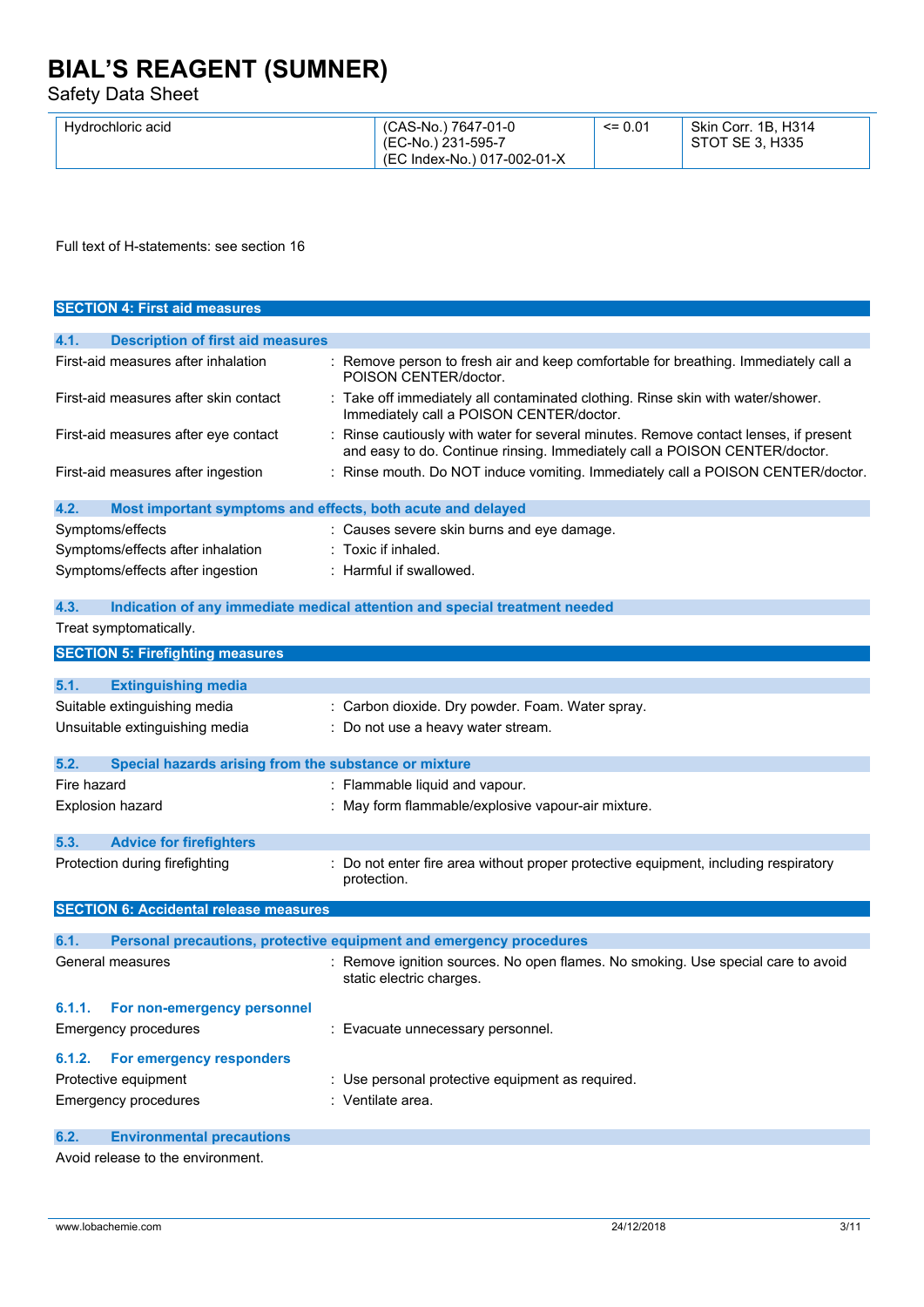| Hydrochloric acid | (CAS-No.) 7647-01-0<br>(EC-No.) 231-595-7<br>(EC Index-No.) 017-002-01-X | <= 0.01 | Skin Corr. 1B, H314<br>STOT SE 3, H335 |
|---|---|---|---|

Full text of H-statements: see section 16

## SECTION 4: First aid measures

### 4.1. Description of first aid measures

| | |
|---|---|
| First-aid measures after inhalation | : Remove person to fresh air and keep comfortable for breathing. Immediately call a POISON CENTER/doctor. |
| First-aid measures after skin contact | : Take off immediately all contaminated clothing. Rinse skin with water/shower. Immediately call a POISON CENTER/doctor. |
| First-aid measures after eye contact | : Rinse cautiously with water for several minutes. Remove contact lenses, if present and easy to do. Continue rinsing. Immediately call a POISON CENTER/doctor. |
| First-aid measures after ingestion | : Rinse mouth. Do NOT induce vomiting. Immediately call a POISON CENTER/doctor. |

### 4.2. Most important symptoms and effects, both acute and delayed

| | |
|---|---|
| Symptoms/effects | : Causes severe skin burns and eye damage. |
| Symptoms/effects after inhalation | : Toxic if inhaled. |
| Symptoms/effects after ingestion | : Harmful if swallowed. |

### 4.3. Indication of any immediate medical attention and special treatment needed

Treat symptomatically.

## SECTION 5: Firefighting measures

### 5.1. Extinguishing media

| | |
|---|---|
| Suitable extinguishing media | : Carbon dioxide. Dry powder. Foam. Water spray. |
| Unsuitable extinguishing media | : Do not use a heavy water stream. |

### 5.2. Special hazards arising from the substance or mixture

| | |
|---|---|
| Fire hazard | : Flammable liquid and vapour. |
| Explosion hazard | : May form flammable/explosive vapour-air mixture. |

### 5.3. Advice for firefighters

| | |
|---|---|
| Protection during firefighting | : Do not enter fire area without proper protective equipment, including respiratory protection. |

## SECTION 6: Accidental release measures

### 6.1. Personal precautions, protective equipment and emergency procedures

| | |
|---|---|
| General measures | : Remove ignition sources. No open flames. No smoking. Use special care to avoid static electric charges. |

#### 6.1.1. For non-emergency personnel

| | |
|---|---|
| Emergency procedures | : Evacuate unnecessary personnel. |

#### 6.1.2. For emergency responders

| | |
|---|---|
| Protective equipment | : Use personal protective equipment as required. |
| Emergency procedures | : Ventilate area. |

### 6.2. Environmental precautions

Avoid release to the environment.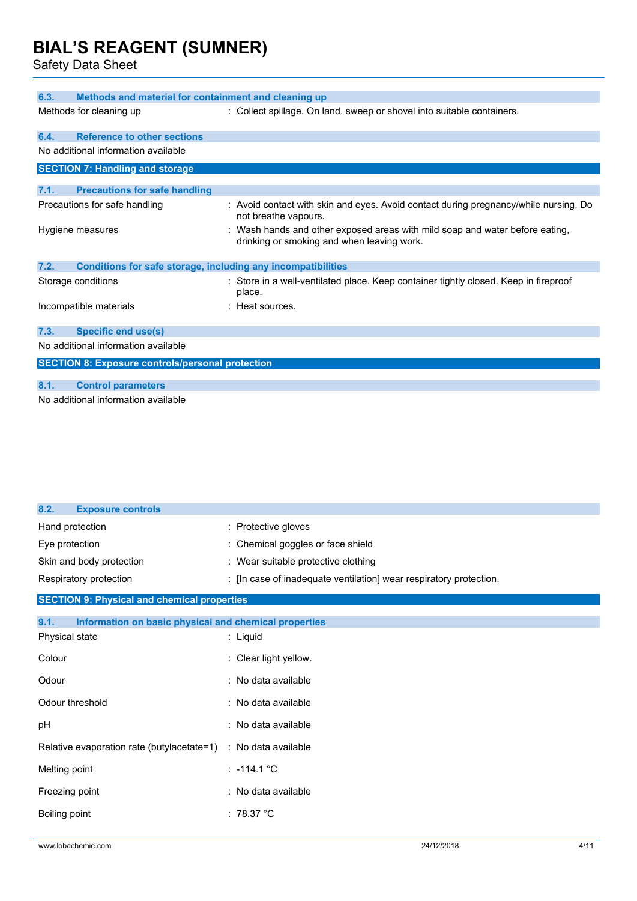### 6.3. Methods and material for containment and cleaning up

| | |
|---|---|
| Methods for cleaning up | : Collect spillage. On land, sweep or shovel into suitable containers. |

### 6.4. Reference to other sections

No additional information available

## SECTION 7: Handling and storage

### 7.1. Precautions for safe handling

| | |
|---|---|
| Precautions for safe handling | : Avoid contact with skin and eyes. Avoid contact during pregnancy/while nursing. Do not breathe vapours. |
| Hygiene measures | : Wash hands and other exposed areas with mild soap and water before eating, drinking or smoking and when leaving work. |

### 7.2. Conditions for safe storage, including any incompatibilities

| | |
|---|---|
| Storage conditions | : Store in a well-ventilated place. Keep container tightly closed. Keep in fireproof place. |
| Incompatible materials | : Heat sources. |

### 7.3. Specific end use(s)

No additional information available

## SECTION 8: Exposure controls/personal protection

### 8.1. Control parameters

No additional information available

### 8.2. Exposure controls

| | |
|---|---|
| Hand protection | : Protective gloves |
| Eye protection | : Chemical goggles or face shield |
| Skin and body protection | : Wear suitable protective clothing |
| Respiratory protection | : [In case of inadequate ventilation] wear respiratory protection. |

## SECTION 9: Physical and chemical properties

### 9.1. Information on basic physical and chemical properties

| | |
|---|---|
| Physical state | : Liquid |
| Colour | : Clear light yellow. |
| Odour | : No data available |
| Odour threshold | : No data available |
| pH | : No data available |
| Relative evaporation rate (butylacetate=1) | : No data available |
| Melting point | : -114.1 °C |
| Freezing point | : No data available |
| Boiling point | : 78.37 °C |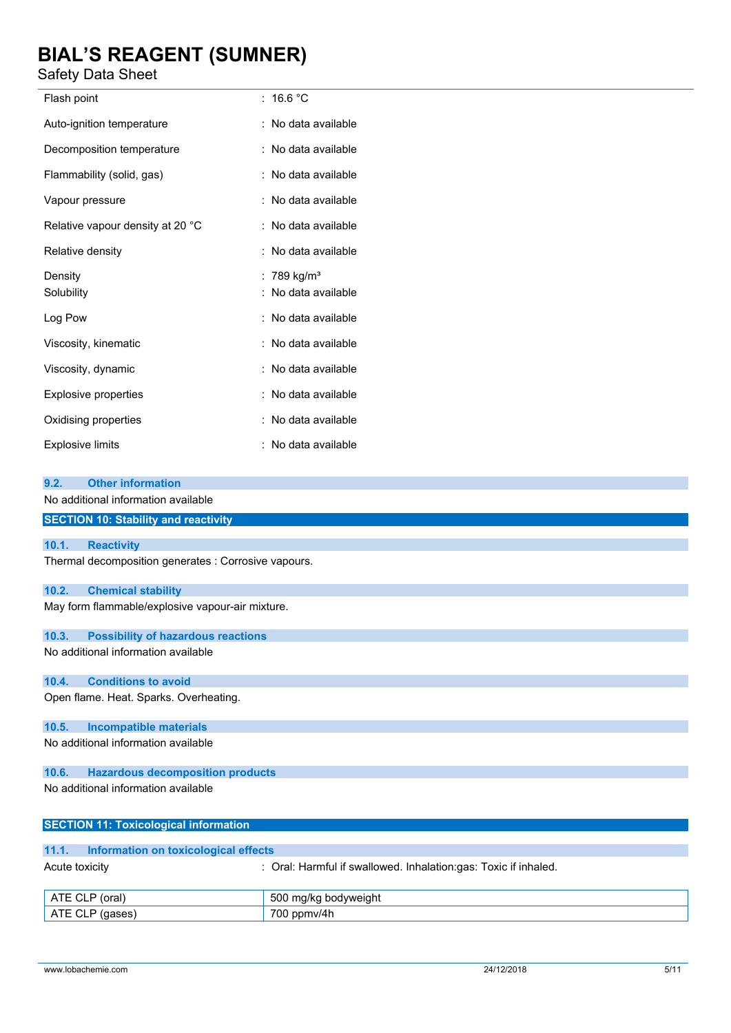| | |
|---|---|
| Flash point | : 16.6 °C |
| Auto-ignition temperature | : No data available |
| Decomposition temperature | : No data available |
| Flammability (solid, gas) | : No data available |
| Vapour pressure | : No data available |
| Relative vapour density at 20 °C | : No data available |
| Relative density | : No data available |
| Density | : 789 kg/m³ |
| Solubility | : No data available |
| Log Pow | : No data available |
| Viscosity, kinematic | : No data available |
| Viscosity, dynamic | : No data available |
| Explosive properties | : No data available |
| Oxidising properties | : No data available |
| Explosive limits | : No data available |

### 9.2. Other information

No additional information available

## SECTION 10: Stability and reactivity

### 10.1. Reactivity

Thermal decomposition generates : Corrosive vapours.

### 10.2. Chemical stability

May form flammable/explosive vapour-air mixture.

### 10.3. Possibility of hazardous reactions

No additional information available

### 10.4. Conditions to avoid

Open flame. Heat. Sparks. Overheating.

### 10.5. Incompatible materials

No additional information available

### 10.6. Hazardous decomposition products

No additional information available

## SECTION 11: Toxicological information

### 11.1. Information on toxicological effects

Acute toxicity : Oral: Harmful if swallowed. Inhalation:gas: Toxic if inhaled.

| | |
|---|---|
| ATE CLP (oral) | 500 mg/kg bodyweight |
| ATE CLP (gases) | 700 ppmv/4h |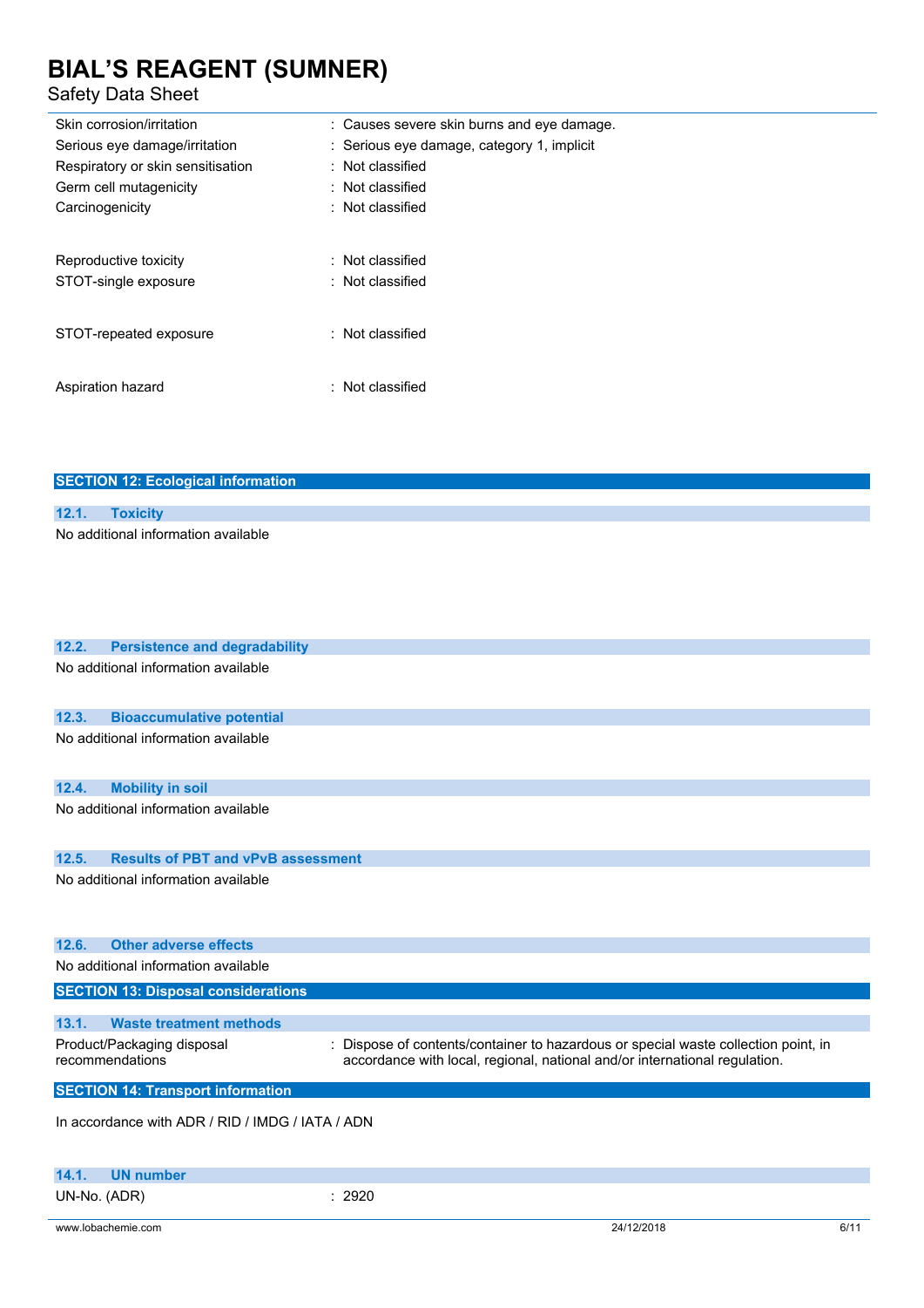| | |
|---|---|
| Skin corrosion/irritation | : Causes severe skin burns and eye damage. |
| Serious eye damage/irritation | : Serious eye damage, category 1, implicit |
| Respiratory or skin sensitisation | : Not classified |
| Germ cell mutagenicity | : Not classified |
| Carcinogenicity | : Not classified |
| Reproductive toxicity | : Not classified |
| STOT-single exposure | : Not classified |
| STOT-repeated exposure | : Not classified |
| Aspiration hazard | : Not classified |

## SECTION 12: Ecological information

### 12.1. Toxicity

No additional information available

### 12.2. Persistence and degradability

No additional information available

### 12.3. Bioaccumulative potential

No additional information available

### 12.4. Mobility in soil

No additional information available

### 12.5. Results of PBT and vPvB assessment

No additional information available

### 12.6. Other adverse effects

No additional information available

## SECTION 13: Disposal considerations

### 13.1. Waste treatment methods

| | |
|---|---|
| Product/Packaging disposal recommendations | : Dispose of contents/container to hazardous or special waste collection point, in accordance with local, regional, national and/or international regulation. |

## SECTION 14: Transport information

In accordance with ADR / RID / IMDG / IATA / ADN

### 14.1. UN number

| | |
|---|---|
| UN-No. (ADR) | : 2920 |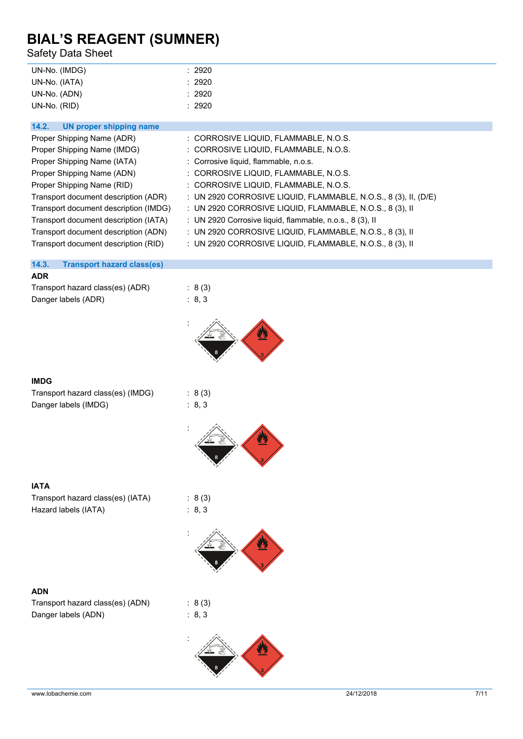| | |
|---|---|
| UN-No. (IMDG) | : 2920 |
| UN-No. (IATA) | : 2920 |
| UN-No. (ADN) | : 2920 |
| UN-No. (RID) | : 2920 |

### 14.2. UN proper shipping name

| | |
|---|---|
| Proper Shipping Name (ADR) | : CORROSIVE LIQUID, FLAMMABLE, N.O.S. |
| Proper Shipping Name (IMDG) | : CORROSIVE LIQUID, FLAMMABLE, N.O.S. |
| Proper Shipping Name (IATA) | : Corrosive liquid, flammable, n.o.s. |
| Proper Shipping Name (ADN) | : CORROSIVE LIQUID, FLAMMABLE, N.O.S. |
| Proper Shipping Name (RID) | : CORROSIVE LIQUID, FLAMMABLE, N.O.S. |
| Transport document description (ADR) | : UN 2920 CORROSIVE LIQUID, FLAMMABLE, N.O.S., 8 (3), II, (D/E) |
| Transport document description (IMDG) | : UN 2920 CORROSIVE LIQUID, FLAMMABLE, N.O.S., 8 (3), II |
| Transport document description (IATA) | : UN 2920 Corrosive liquid, flammable, n.o.s., 8 (3), II |
| Transport document description (ADN) | : UN 2920 CORROSIVE LIQUID, FLAMMABLE, N.O.S., 8 (3), II |
| Transport document description (RID) | : UN 2920 CORROSIVE LIQUID, FLAMMABLE, N.O.S., 8 (3), II |

### 14.3. Transport hazard class(es)

**ADR**

| | |
|---|---|
| Transport hazard class(es) (ADR) | : 8 (3) |
| Danger labels (ADR) | : 8, 3 |

:

**IMDG**

| | |
|---|---|
| Transport hazard class(es) (IMDG) | : 8 (3) |
| Danger labels (IMDG) | : 8, 3 |

:

**IATA**

| | |
|---|---|
| Transport hazard class(es) (IATA) | : 8 (3) |
| Hazard labels (IATA) | : 8, 3 |

:

**ADN**

| | |
|---|---|
| Transport hazard class(es) (ADN) | : 8 (3) |
| Danger labels (ADN) | : 8, 3 |

: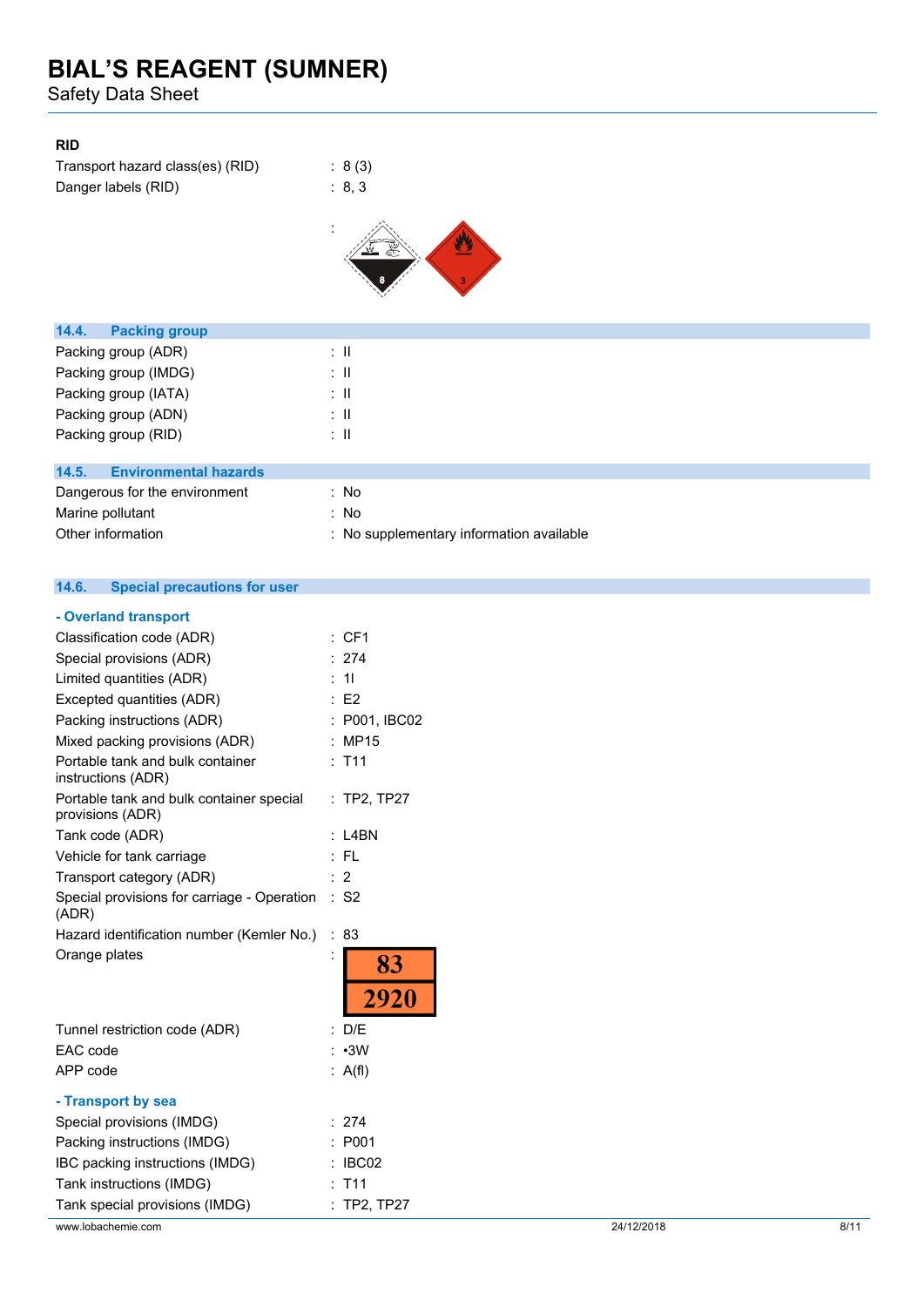**RID**

Transport hazard class(es) (RID) : 8 (3)

Danger labels (RID) : 8, 3

:

## 14.4. Packing group

| | |
|---|---|
| Packing group (ADR) | : II |
| Packing group (IMDG) | : II |
| Packing group (IATA) | : II |
| Packing group (ADN) | : II |
| Packing group (RID) | : II |

## 14.5. Environmental hazards

| | |
|---|---|
| Dangerous for the environment | : No |
| Marine pollutant | : No |
| Other information | : No supplementary information available |

## 14.6. Special precautions for user

### - Overland transport

| | |
|---|---|
| Classification code (ADR) | : CF1 |
| Special provisions (ADR) | : 274 |
| Limited quantities (ADR) | : 1l |
| Excepted quantities (ADR) | : E2 |
| Packing instructions (ADR) | : P001, IBC02 |
| Mixed packing provisions (ADR) | : MP15 |
| Portable tank and bulk container instructions (ADR) | : T11 |
| Portable tank and bulk container special provisions (ADR) | : TP2, TP27 |
| Tank code (ADR) | : L4BN |
| Vehicle for tank carriage | : FL |
| Transport category (ADR) | : 2 |
| Special provisions for carriage - Operation (ADR) | : S2 |
| Hazard identification number (Kemler No.) | : 83 |
| Orange plates | : 83 / 2920 |
| Tunnel restriction code (ADR) | : D/E |
| EAC code | : •3W |
| APP code | : A(fl) |

### - Transport by sea

| | |
|---|---|
| Special provisions (IMDG) | : 274 |
| Packing instructions (IMDG) | : P001 |
| IBC packing instructions (IMDG) | : IBC02 |
| Tank instructions (IMDG) | : T11 |
| Tank special provisions (IMDG) | : TP2, TP27 |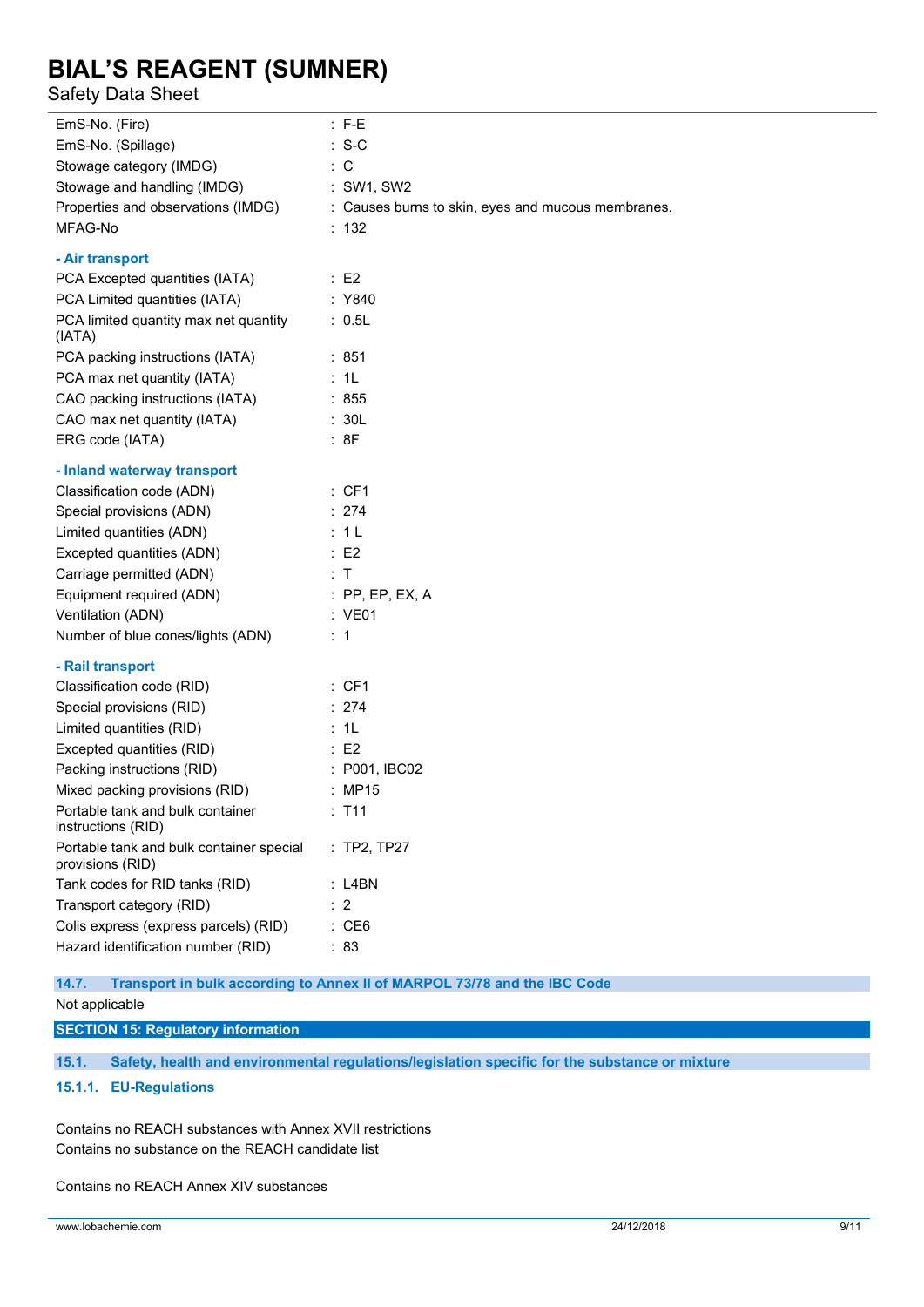| | |
|---|---|
| EmS-No. (Fire) | : F-E |
| EmS-No. (Spillage) | : S-C |
| Stowage category (IMDG) | : C |
| Stowage and handling (IMDG) | : SW1, SW2 |
| Properties and observations (IMDG) | : Causes burns to skin, eyes and mucous membranes. |
| MFAG-No | : 132 |

**- Air transport**

| | |
|---|---|
| PCA Excepted quantities (IATA) | : E2 |
| PCA Limited quantities (IATA) | : Y840 |
| PCA limited quantity max net quantity (IATA) | : 0.5L |
| PCA packing instructions (IATA) | : 851 |
| PCA max net quantity (IATA) | : 1L |
| CAO packing instructions (IATA) | : 855 |
| CAO max net quantity (IATA) | : 30L |
| ERG code (IATA) | : 8F |

**- Inland waterway transport**

| | |
|---|---|
| Classification code (ADN) | : CF1 |
| Special provisions (ADN) | : 274 |
| Limited quantities (ADN) | : 1 L |
| Excepted quantities (ADN) | : E2 |
| Carriage permitted (ADN) | : T |
| Equipment required (ADN) | : PP, EP, EX, A |
| Ventilation (ADN) | : VE01 |
| Number of blue cones/lights (ADN) | : 1 |

**- Rail transport**

| | |
|---|---|
| Classification code (RID) | : CF1 |
| Special provisions (RID) | : 274 |
| Limited quantities (RID) | : 1L |
| Excepted quantities (RID) | : E2 |
| Packing instructions (RID) | : P001, IBC02 |
| Mixed packing provisions (RID) | : MP15 |
| Portable tank and bulk container instructions (RID) | : T11 |
| Portable tank and bulk container special provisions (RID) | : TP2, TP27 |
| Tank codes for RID tanks (RID) | : L4BN |
| Transport category (RID) | : 2 |
| Colis express (express parcels) (RID) | : CE6 |
| Hazard identification number (RID) | : 83 |

### 14.7. Transport in bulk according to Annex II of MARPOL 73/78 and the IBC Code

Not applicable

## SECTION 15: Regulatory information

### 15.1. Safety, health and environmental regulations/legislation specific for the substance or mixture

#### 15.1.1. EU-Regulations

Contains no REACH substances with Annex XVII restrictions
Contains no substance on the REACH candidate list

Contains no REACH Annex XIV substances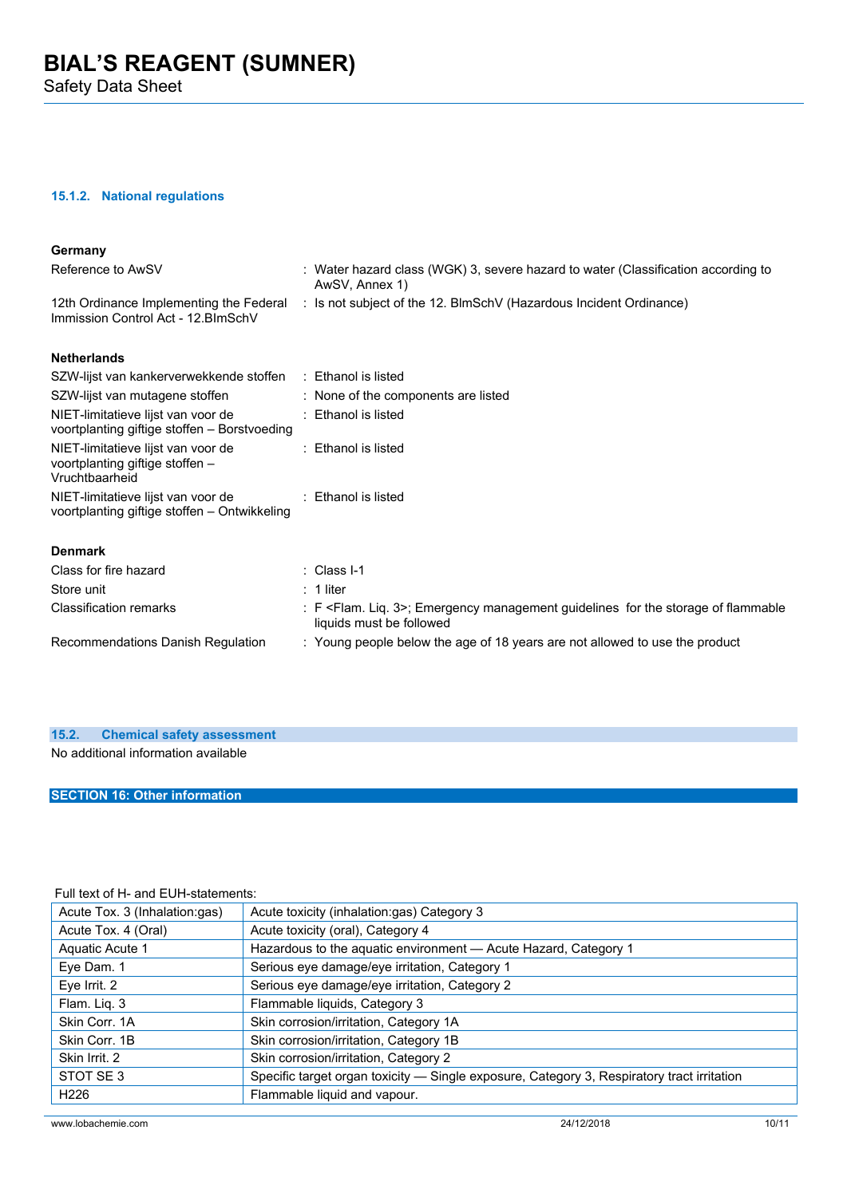#### 15.1.2. National regulations

**Germany**

| | |
|---|---|
| Reference to AwSV | : Water hazard class (WGK) 3, severe hazard to water (Classification according to AwSV, Annex 1) |
| 12th Ordinance Implementing the Federal Immission Control Act - 12.BImSchV | : Is not subject of the 12. BlmSchV (Hazardous Incident Ordinance) |

**Netherlands**

| | |
|---|---|
| SZW-lijst van kankerverwekkende stoffen | : Ethanol is listed |
| SZW-lijst van mutagene stoffen | : None of the components are listed |
| NIET-limitatieve lijst van voor de voortplanting giftige stoffen – Borstvoeding | : Ethanol is listed |
| NIET-limitatieve lijst van voor de voortplanting giftige stoffen – Vruchtbaarheid | : Ethanol is listed |
| NIET-limitatieve lijst van voor de voortplanting giftige stoffen – Ontwikkeling | : Ethanol is listed |

**Denmark**

| | |
|---|---|
| Class for fire hazard | : Class I-1 |
| Store unit | : 1 liter |
| Classification remarks | : F <Flam. Liq. 3>; Emergency management guidelines for the storage of flammable liquids must be followed |
| Recommendations Danish Regulation | : Young people below the age of 18 years are not allowed to use the product |

### 15.2. Chemical safety assessment

No additional information available

## SECTION 16: Other information

Full text of H- and EUH-statements:

| | |
|---|---|
| Acute Tox. 3 (Inhalation:gas) | Acute toxicity (inhalation:gas) Category 3 |
| Acute Tox. 4 (Oral) | Acute toxicity (oral), Category 4 |
| Aquatic Acute 1 | Hazardous to the aquatic environment — Acute Hazard, Category 1 |
| Eye Dam. 1 | Serious eye damage/eye irritation, Category 1 |
| Eye Irrit. 2 | Serious eye damage/eye irritation, Category 2 |
| Flam. Liq. 3 | Flammable liquids, Category 3 |
| Skin Corr. 1A | Skin corrosion/irritation, Category 1A |
| Skin Corr. 1B | Skin corrosion/irritation, Category 1B |
| Skin Irrit. 2 | Skin corrosion/irritation, Category 2 |
| STOT SE 3 | Specific target organ toxicity — Single exposure, Category 3, Respiratory tract irritation |
| H226 | Flammable liquid and vapour. |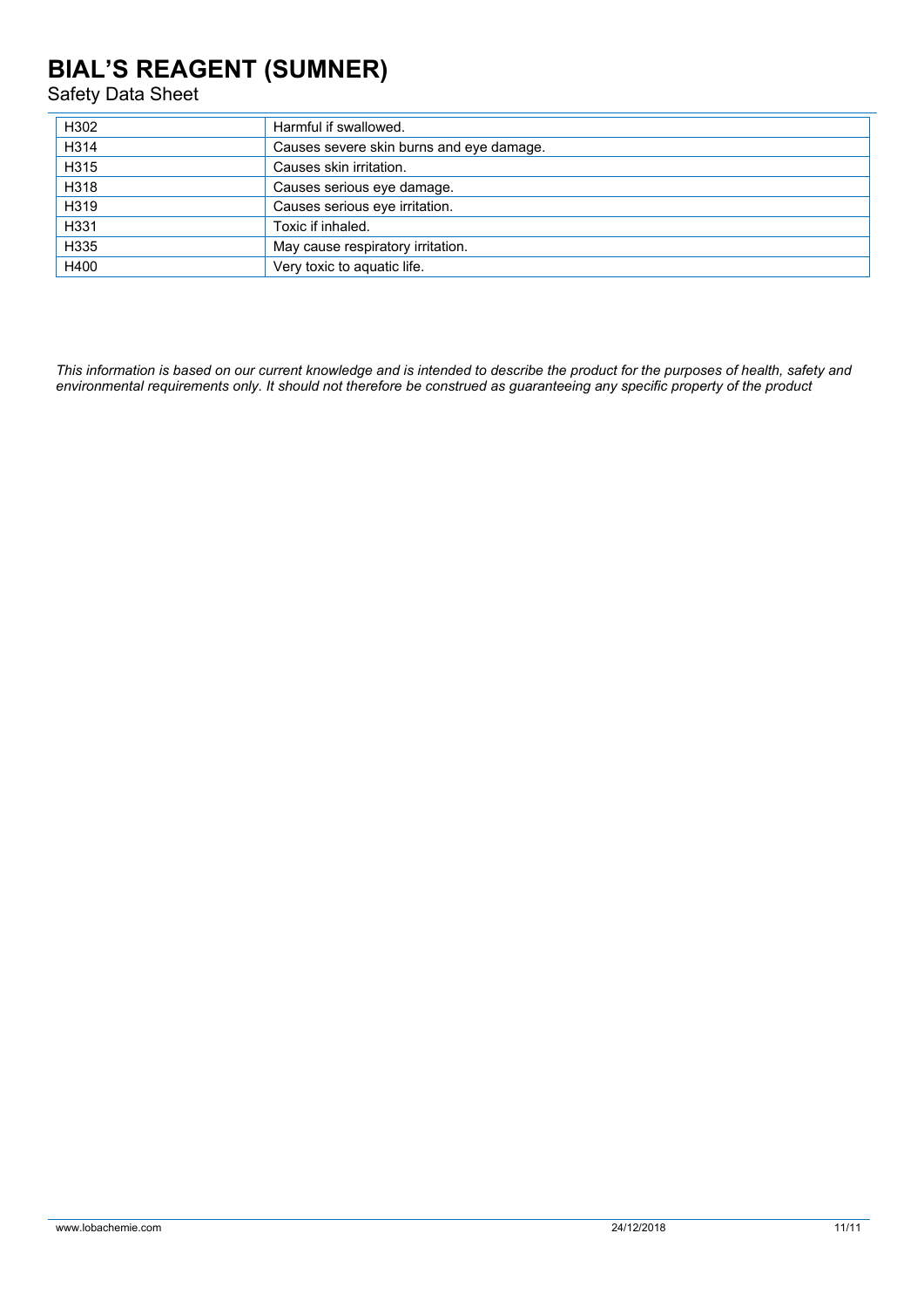| | |
|---|---|
| H302 | Harmful if swallowed. |
| H314 | Causes severe skin burns and eye damage. |
| H315 | Causes skin irritation. |
| H318 | Causes serious eye damage. |
| H319 | Causes serious eye irritation. |
| H331 | Toxic if inhaled. |
| H335 | May cause respiratory irritation. |
| H400 | Very toxic to aquatic life. |

*This information is based on our current knowledge and is intended to describe the product for the purposes of health, safety and environmental requirements only. It should not therefore be construed as guaranteeing any specific property of the product*